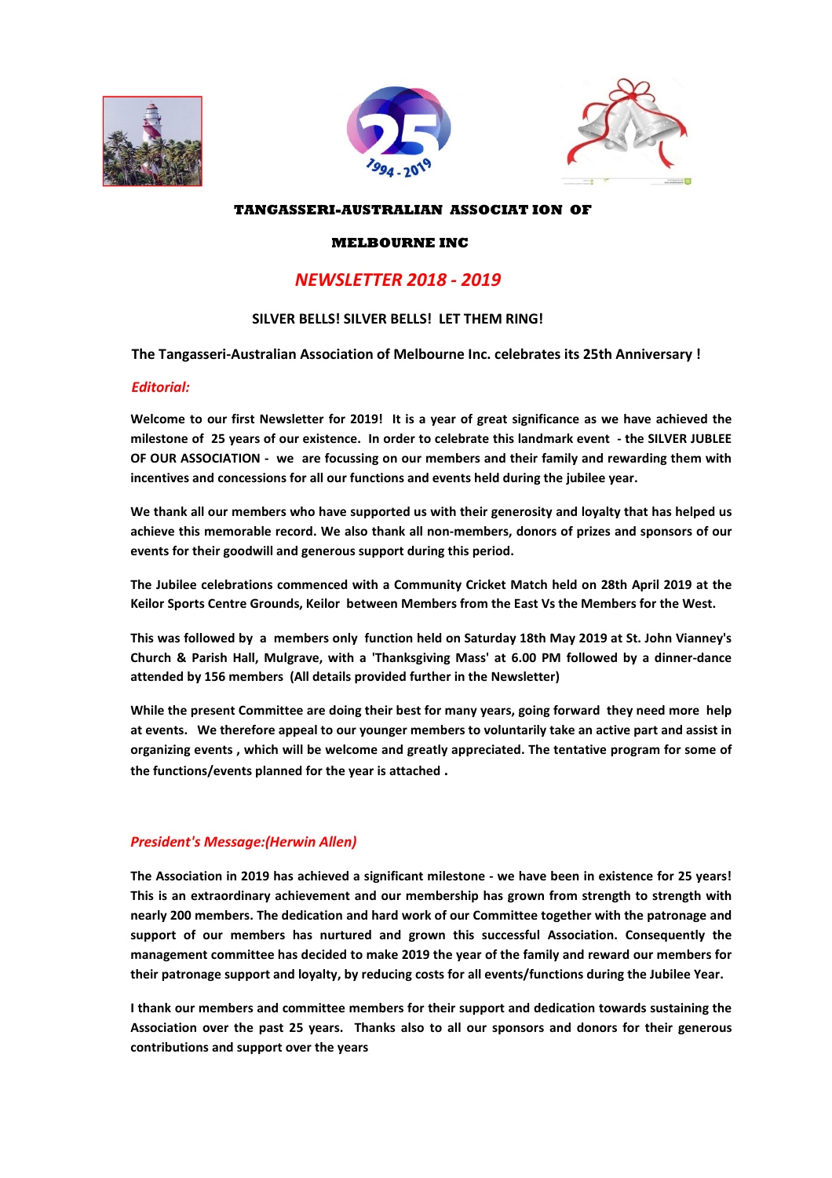**TANGASSERI-AUSTRALIAN ASSOCIAT ION OF**

**MELBOURNE INC**

# *NEWSLETTER 2018 - 2019*

**SILVER BELLS! SILVER BELLS! LET THEM RING!**

**The Tangasseri-Australian Association of Melbourne Inc. celebrates its 25th Anniversary !**

## *Editorial:*

**Welcome to our first Newsletter for 2019! It is a year of great significance as we have achieved the milestone of 25 years of our existence. In order to celebrate this landmark event - the SILVER JUBLEE OF OUR ASSOCIATION - we are focussing on our members and their family and rewarding them with incentives and concessions for all our functions and events held during the jubilee year.**

**We thank all our members who have supported us with their generosity and loyalty that has helped us achieve this memorable record. We also thank all non-members, donors of prizes and sponsors of our events for their goodwill and generous support during this period.**

**The Jubilee celebrations commenced with a Community Cricket Match held on 28th April 2019 at the Keilor Sports Centre Grounds, Keilor between Members from the East Vs the Members for the West.**

**This was followed by a members only function held on Saturday 18th May 2019 at St. John Vianney's Church & Parish Hall, Mulgrave, with a 'Thanksgiving Mass' at 6.00 PM followed by a dinner-dance attended by 156 members (All details provided further in the Newsletter)**

**While the present Committee are doing their best for many years, going forward they need more help at events. We therefore appeal to our younger members to voluntarily take an active part and assist in organizing events , which will be welcome and greatly appreciated. The tentative program for some of the functions/events planned for the year is attached .**

## *President's Message:(Herwin Allen)*

**The Association in 2019 has achieved a significant milestone - we have been in existence for 25 years! This is an extraordinary achievement and our membership has grown from strength to strength with nearly 200 members. The dedication and hard work of our Committee together with the patronage and support of our members has nurtured and grown this successful Association. Consequently the management committee has decided to make 2019 the year of the family and reward our members for their patronage support and loyalty, by reducing costs for all events/functions during the Jubilee Year.**

**I thank our members and committee members for their support and dedication towards sustaining the Association over the past 25 years. Thanks also to all our sponsors and donors for their generous contributions and support over the years**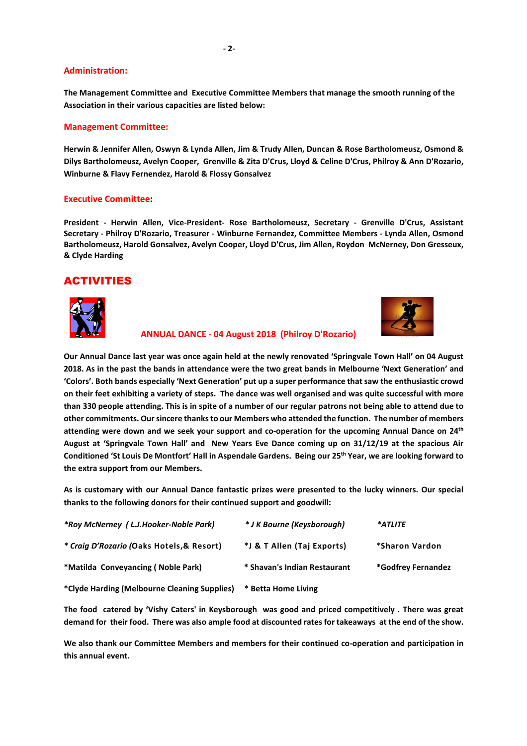## Administration:

**The Management Committee and Executive Committee Members that manage the smooth running of the Association in their various capacities are listed below:**

## Management Committee:

**Herwin & Jennifer Allen, Oswyn & Lynda Allen, Jim & Trudy Allen, Duncan & Rose Bartholomeusz, Osmond & Dilys Bartholomeusz, Avelyn Cooper, Grenville & Zita D'Crus, Lloyd & Celine D'Crus, Philroy & Ann D'Rozario, Winburne & Flavy Fernendez, Harold & Flossy Gonsalvez**

## Executive Committee:

**President - Herwin Allen, Vice-President- Rose Bartholomeusz, Secretary - Grenville D'Crus, Assistant Secretary - Philroy D'Rozario, Treasurer - Winburne Fernandez, Committee Members - Lynda Allen, Osmond Bartholomeusz, Harold Gonsalvez, Avelyn Cooper, Lloyd D'Crus, Jim Allen, Roydon McNerney, Don Gresseux, & Clyde Harding**

# ACTIVITIES

### ANNUAL DANCE - 04 August 2018 (Philroy D'Rozario)

**Our Annual Dance last year was once again held at the newly renovated 'Springvale Town Hall' on 04 August 2018. As in the past the bands in attendance were the two great bands in Melbourne 'Next Generation' and 'Colors'. Both bands especially 'Next Generation' put up a super performance that saw the enthusiastic crowd on their feet exhibiting a variety of steps. The dance was well organised and was quite successful with more than 330 people attending. This is in spite of a number of our regular patrons not being able to attend due to other commitments. Our sincere thanks to our Members who attended the function. The number of members attending were down and we seek your support and co-operation for the upcoming Annual Dance on 24th August at 'Springvale Town Hall' and New Years Eve Dance coming up on 31/12/19 at the spacious Air Conditioned 'St Louis De Montfort' Hall in Aspendale Gardens. Being our 25th Year, we are looking forward to the extra support from our Members.**

**As is customary with our Annual Dance fantastic prizes were presented to the lucky winners. Our special thanks to the following donors for their continued support and goodwill:**

| | | |
|---|---|---|
| ***Roy McNerney ( L.J.Hooker-Noble Park)*** | ***\* J K Bourne (Keysborough)*** | ***\*ATLITE*** |
| ***\* Craig D'Rozario (*Oaks Hotels,& Resort)** | **\*J & T Allen (Taj Exports)** | **\*Sharon Vardon** |
| **\*Matilda Conveyancing ( Noble Park)** | **\* Shavan's Indian Restaurant** | **\*Godfrey Fernandez** |
| **\*Clyde Harding (Melbourne Cleaning Supplies)** | **\* Betta Home Living** | |

**The food catered by 'Vishy Caters' in Keysborough was good and priced competitively . There was great demand for their food. There was also ample food at discounted rates for takeaways at the end of the show.**

**We also thank our Committee Members and members for their continued co-operation and participation in this annual event.**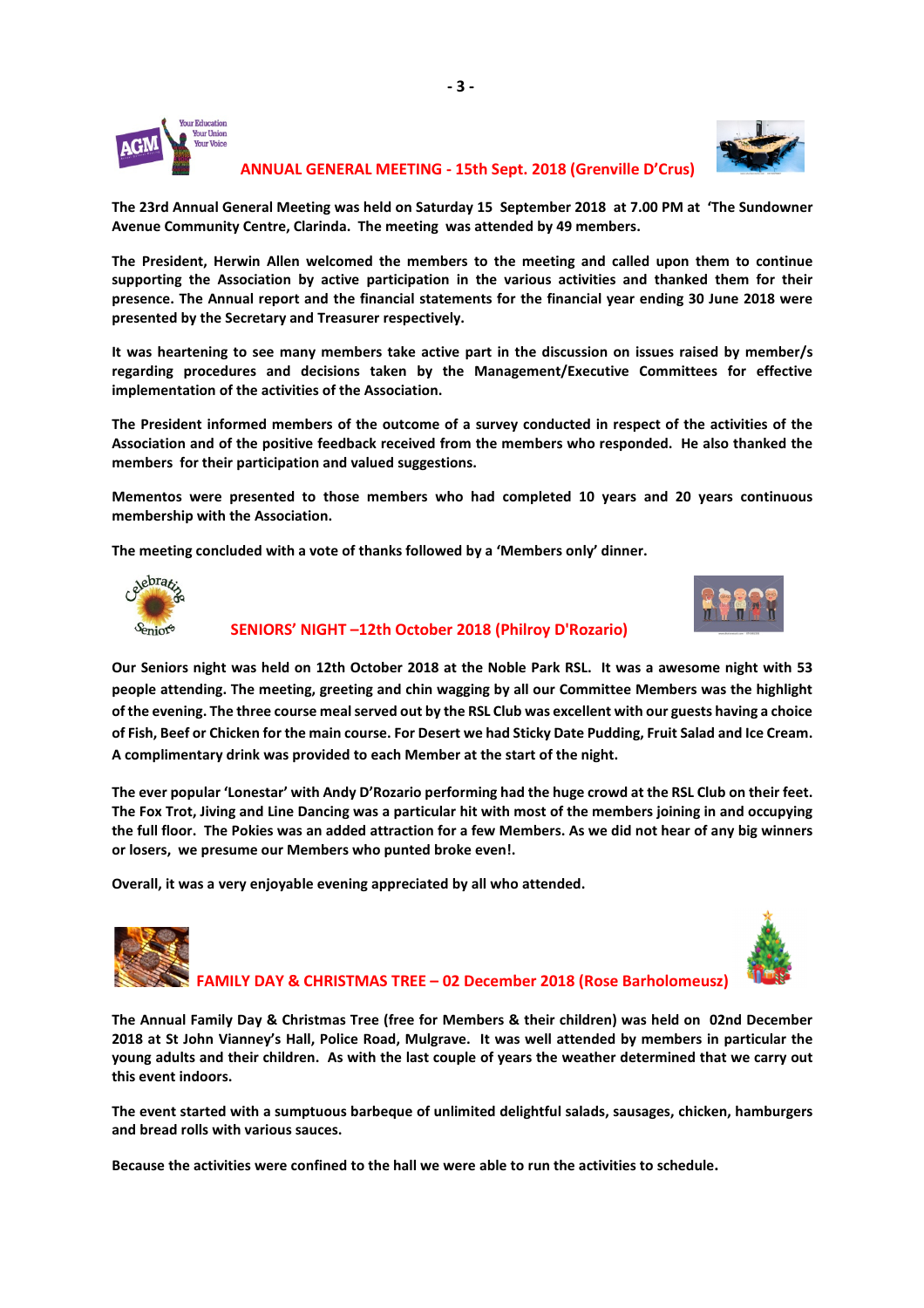## ANNUAL GENERAL MEETING - 15th Sept. 2018 (Grenville D'Crus)

**The 23rd Annual General Meeting was held on Saturday 15 September 2018 at 7.00 PM at 'The Sundowner Avenue Community Centre, Clarinda. The meeting was attended by 49 members.**

**The President, Herwin Allen welcomed the members to the meeting and called upon them to continue supporting the Association by active participation in the various activities and thanked them for their presence. The Annual report and the financial statements for the financial year ending 30 June 2018 were presented by the Secretary and Treasurer respectively.**

**It was heartening to see many members take active part in the discussion on issues raised by member/s regarding procedures and decisions taken by the Management/Executive Committees for effective implementation of the activities of the Association.**

**The President informed members of the outcome of a survey conducted in respect of the activities of the Association and of the positive feedback received from the members who responded. He also thanked the members for their participation and valued suggestions.**

**Mementos were presented to those members who had completed 10 years and 20 years continuous membership with the Association.**

**The meeting concluded with a vote of thanks followed by a 'Members only' dinner.**

## SENIORS' NIGHT –12th October 2018 (Philroy D'Rozario)

**Our Seniors night was held on 12th October 2018 at the Noble Park RSL. It was a awesome night with 53 people attending. The meeting, greeting and chin wagging by all our Committee Members was the highlight of the evening. The three course meal served out by the RSL Club was excellent with our guests having a choice of Fish, Beef or Chicken for the main course. For Desert we had Sticky Date Pudding, Fruit Salad and Ice Cream. A complimentary drink was provided to each Member at the start of the night.**

**The ever popular 'Lonestar' with Andy D'Rozario performing had the huge crowd at the RSL Club on their feet. The Fox Trot, Jiving and Line Dancing was a particular hit with most of the members joining in and occupying the full floor. The Pokies was an added attraction for a few Members. As we did not hear of any big winners or losers, we presume our Members who punted broke even!.**

**Overall, it was a very enjoyable evening appreciated by all who attended.**

## FAMILY DAY & CHRISTMAS TREE – 02 December 2018 (Rose Barholomeusz)

**The Annual Family Day & Christmas Tree (free for Members & their children) was held on 02nd December 2018 at St John Vianney's Hall, Police Road, Mulgrave. It was well attended by members in particular the young adults and their children. As with the last couple of years the weather determined that we carry out this event indoors.**

**The event started with a sumptuous barbeque of unlimited delightful salads, sausages, chicken, hamburgers and bread rolls with various sauces.**

**Because the activities were confined to the hall we were able to run the activities to schedule.**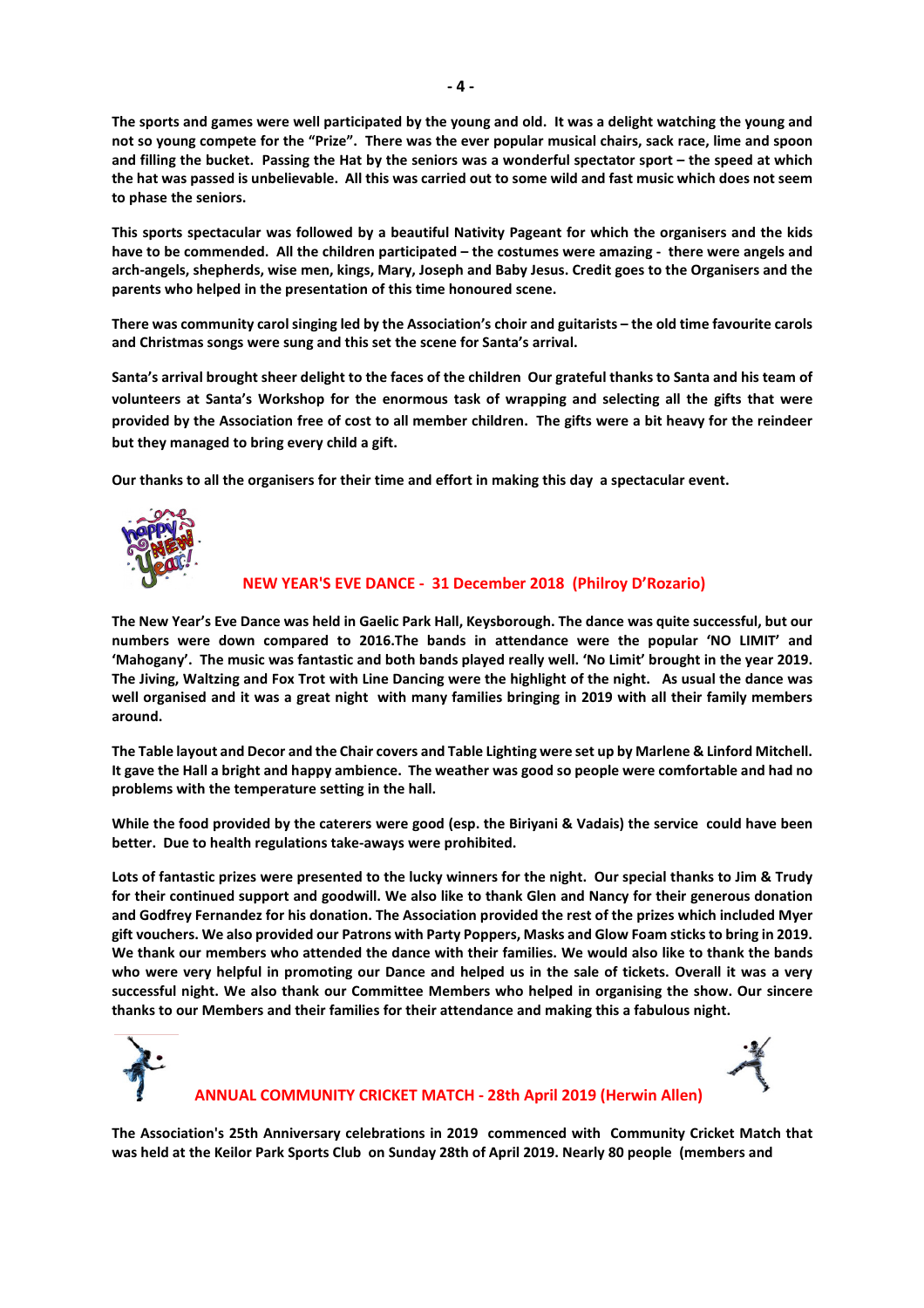**The sports and games were well participated by the young and old. It was a delight watching the young and not so young compete for the "Prize". There was the ever popular musical chairs, sack race, lime and spoon and filling the bucket. Passing the Hat by the seniors was a wonderful spectator sport – the speed at which the hat was passed is unbelievable. All this was carried out to some wild and fast music which does not seem to phase the seniors.**

**This sports spectacular was followed by a beautiful Nativity Pageant for which the organisers and the kids have to be commended. All the children participated – the costumes were amazing - there were angels and arch-angels, shepherds, wise men, kings, Mary, Joseph and Baby Jesus. Credit goes to the Organisers and the parents who helped in the presentation of this time honoured scene.**

**There was community carol singing led by the Association's choir and guitarists – the old time favourite carols and Christmas songs were sung and this set the scene for Santa's arrival.**

**Santa's arrival brought sheer delight to the faces of the children Our grateful thanks to Santa and his team of volunteers at Santa's Workshop for the enormous task of wrapping and selecting all the gifts that were provided by the Association free of cost to all member children. The gifts were a bit heavy for the reindeer but they managed to bring every child a gift.**

**Our thanks to all the organisers for their time and effort in making this day a spectacular event.**

## NEW YEAR'S EVE DANCE - 31 December 2018 (Philroy D'Rozario)

**The New Year's Eve Dance was held in Gaelic Park Hall, Keysborough. The dance was quite successful, but our numbers were down compared to 2016.The bands in attendance were the popular 'NO LIMIT' and 'Mahogany'. The music was fantastic and both bands played really well. 'No Limit' brought in the year 2019. The Jiving, Waltzing and Fox Trot with Line Dancing were the highlight of the night. As usual the dance was well organised and it was a great night with many families bringing in 2019 with all their family members around.**

**The Table layout and Decor and the Chair covers and Table Lighting were set up by Marlene & Linford Mitchell. It gave the Hall a bright and happy ambience. The weather was good so people were comfortable and had no problems with the temperature setting in the hall.**

**While the food provided by the caterers were good (esp. the Biriyani & Vadais) the service could have been better. Due to health regulations take-aways were prohibited.**

**Lots of fantastic prizes were presented to the lucky winners for the night. Our special thanks to Jim & Trudy for their continued support and goodwill. We also like to thank Glen and Nancy for their generous donation and Godfrey Fernandez for his donation. The Association provided the rest of the prizes which included Myer gift vouchers. We also provided our Patrons with Party Poppers, Masks and Glow Foam sticks to bring in 2019. We thank our members who attended the dance with their families. We would also like to thank the bands who were very helpful in promoting our Dance and helped us in the sale of tickets. Overall it was a very successful night. We also thank our Committee Members who helped in organising the show. Our sincere thanks to our Members and their families for their attendance and making this a fabulous night.**

## ANNUAL COMMUNITY CRICKET MATCH - 28th April 2019 (Herwin Allen)

**The Association's 25th Anniversary celebrations in 2019 commenced with Community Cricket Match that was held at the Keilor Park Sports Club on Sunday 28th of April 2019. Nearly 80 people (members and**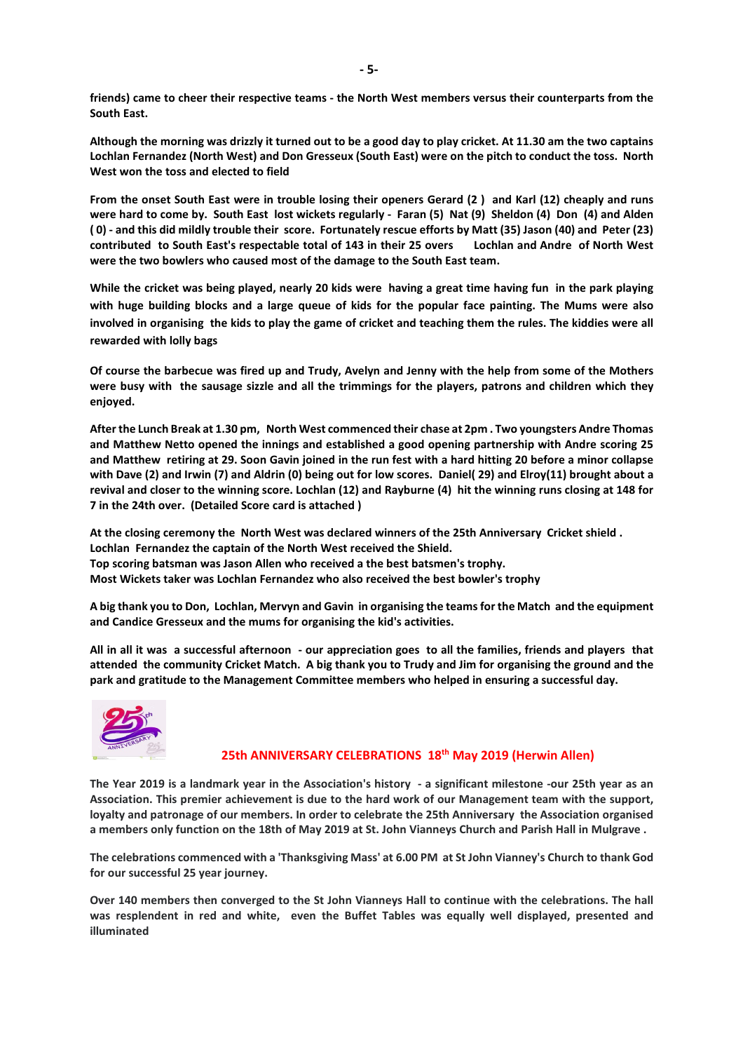**friends) came to cheer their respective teams - the North West members versus their counterparts from the South East.**

**Although the morning was drizzly it turned out to be a good day to play cricket. At 11.30 am the two captains Lochlan Fernandez (North West) and Don Gresseux (South East) were on the pitch to conduct the toss. North West won the toss and elected to field**

**From the onset South East were in trouble losing their openers Gerard (2 ) and Karl (12) cheaply and runs were hard to come by. South East lost wickets regularly - Faran (5) Nat (9) Sheldon (4) Don (4) and Alden ( 0) - and this did mildly trouble their score. Fortunately rescue efforts by Matt (35) Jason (40) and Peter (23) contributed to South East's respectable total of 143 in their 25 overs Lochlan and Andre of North West were the two bowlers who caused most of the damage to the South East team.**

**While the cricket was being played, nearly 20 kids were having a great time having fun in the park playing with huge building blocks and a large queue of kids for the popular face painting. The Mums were also involved in organising the kids to play the game of cricket and teaching them the rules. The kiddies were all rewarded with lolly bags**

**Of course the barbecue was fired up and Trudy, Avelyn and Jenny with the help from some of the Mothers were busy with the sausage sizzle and all the trimmings for the players, patrons and children which they enjoyed.**

**After the Lunch Break at 1.30 pm, North West commenced their chase at 2pm . Two youngsters Andre Thomas and Matthew Netto opened the innings and established a good opening partnership with Andre scoring 25 and Matthew retiring at 29. Soon Gavin joined in the run fest with a hard hitting 20 before a minor collapse with Dave (2) and Irwin (7) and Aldrin (0) being out for low scores. Daniel( 29) and Elroy(11) brought about a revival and closer to the winning score. Lochlan (12) and Rayburne (4) hit the winning runs closing at 148 for 7 in the 24th over. (Detailed Score card is attached )**

**At the closing ceremony the North West was declared winners of the 25th Anniversary Cricket shield .**
**Lochlan Fernandez the captain of the North West received the Shield.**
**Top scoring batsman was Jason Allen who received a the best batsmen's trophy.**
**Most Wickets taker was Lochlan Fernandez who also received the best bowler's trophy**

**A big thank you to Don, Lochlan, Mervyn and Gavin in organising the teams for the Match and the equipment and Candice Gresseux and the mums for organising the kid's activities.**

**All in all it was a successful afternoon - our appreciation goes to all the families, friends and players that attended the community Cricket Match. A big thank you to Trudy and Jim for organising the ground and the park and gratitude to the Management Committee members who helped in ensuring a successful day.**

## 25th ANNIVERSARY CELEBRATIONS 18th May 2019 (Herwin Allen)

**The Year 2019 is a landmark year in the Association's history - a significant milestone -our 25th year as an Association. This premier achievement is due to the hard work of our Management team with the support, loyalty and patronage of our members. In order to celebrate the 25th Anniversary the Association organised a members only function on the 18th of May 2019 at St. John Vianneys Church and Parish Hall in Mulgrave .**

**The celebrations commenced with a 'Thanksgiving Mass' at 6.00 PM at St John Vianney's Church to thank God for our successful 25 year journey.**

**Over 140 members then converged to the St John Vianneys Hall to continue with the celebrations. The hall was resplendent in red and white, even the Buffet Tables was equally well displayed, presented and illuminated**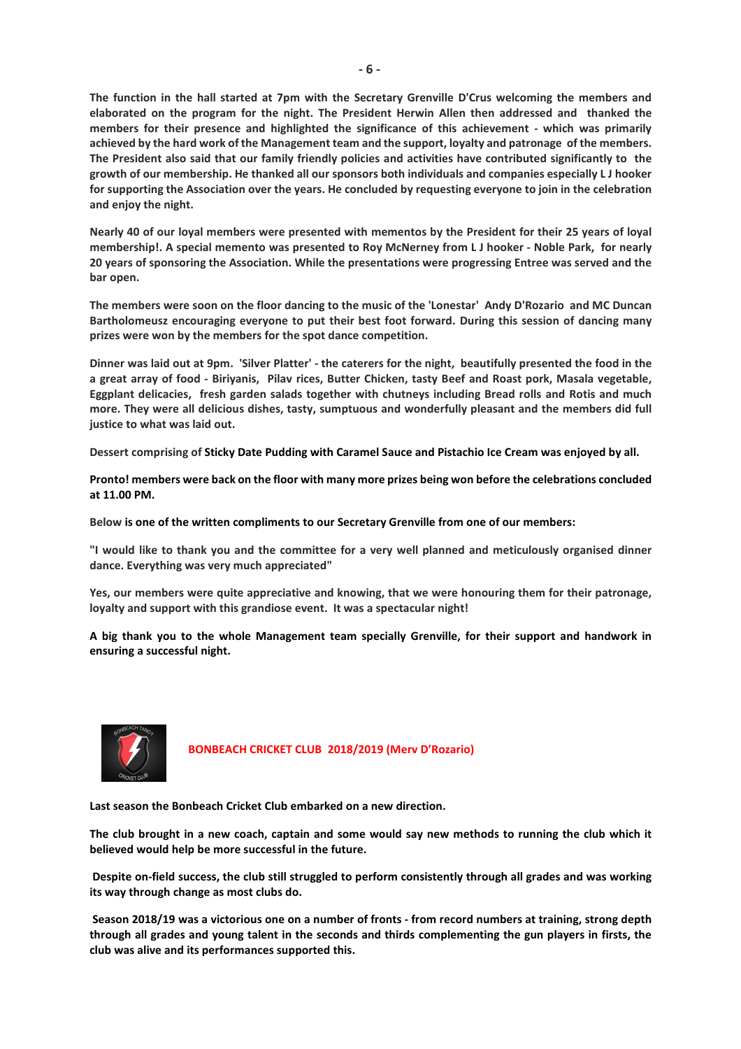**The function in the hall started at 7pm with the Secretary Grenville D'Crus welcoming the members and elaborated on the program for the night. The President Herwin Allen then addressed and thanked the members for their presence and highlighted the significance of this achievement - which was primarily achieved by the hard work of the Management team and the support, loyalty and patronage of the members. The President also said that our family friendly policies and activities have contributed significantly to the growth of our membership. He thanked all our sponsors both individuals and companies especially L J hooker for supporting the Association over the years. He concluded by requesting everyone to join in the celebration and enjoy the night.**

**Nearly 40 of our loyal members were presented with mementos by the President for their 25 years of loyal membership!. A special memento was presented to Roy McNerney from L J hooker - Noble Park, for nearly 20 years of sponsoring the Association. While the presentations were progressing Entree was served and the bar open.**

**The members were soon on the floor dancing to the music of the 'Lonestar' Andy D'Rozario and MC Duncan Bartholomeusz encouraging everyone to put their best foot forward. During this session of dancing many prizes were won by the members for the spot dance competition.**

**Dinner was laid out at 9pm. 'Silver Platter' - the caterers for the night, beautifully presented the food in the a great array of food - Biriyanis, Pilav rices, Butter Chicken, tasty Beef and Roast pork, Masala vegetable, Eggplant delicacies, fresh garden salads together with chutneys including Bread rolls and Rotis and much more. They were all delicious dishes, tasty, sumptuous and wonderfully pleasant and the members did full justice to what was laid out.**

Dessert comprising of **Sticky Date Pudding with Caramel Sauce and Pistachio Ice Cream was enjoyed by all.**

**Pronto! members were back on the floor with many more prizes being won before the celebrations concluded at 11.00 PM.**

Below **is one of the written compliments to our Secretary Grenville from one of our members:**

**"I would like to thank you and the committee for a very well planned and meticulously organised dinner dance. Everything was very much appreciated"**

**Yes, our members were quite appreciative and knowing, that we were honouring them for their patronage, loyalty and support with this grandiose event. It was a spectacular night!**

**A big thank you to the whole Management team specially Grenville, for their support and handwork in ensuring a successful night.**

## BONBEACH CRICKET CLUB 2018/2019 (Merv D'Rozario)

**Last season the Bonbeach Cricket Club embarked on a new direction.**

**The club brought in a new coach, captain and some would say new methods to running the club which it believed would help be more successful in the future.**

**Despite on-field success, the club still struggled to perform consistently through all grades and was working its way through change as most clubs do.**

**Season 2018/19 was a victorious one on a number of fronts - from record numbers at training, strong depth through all grades and young talent in the seconds and thirds complementing the gun players in firsts, the club was alive and its performances supported this.**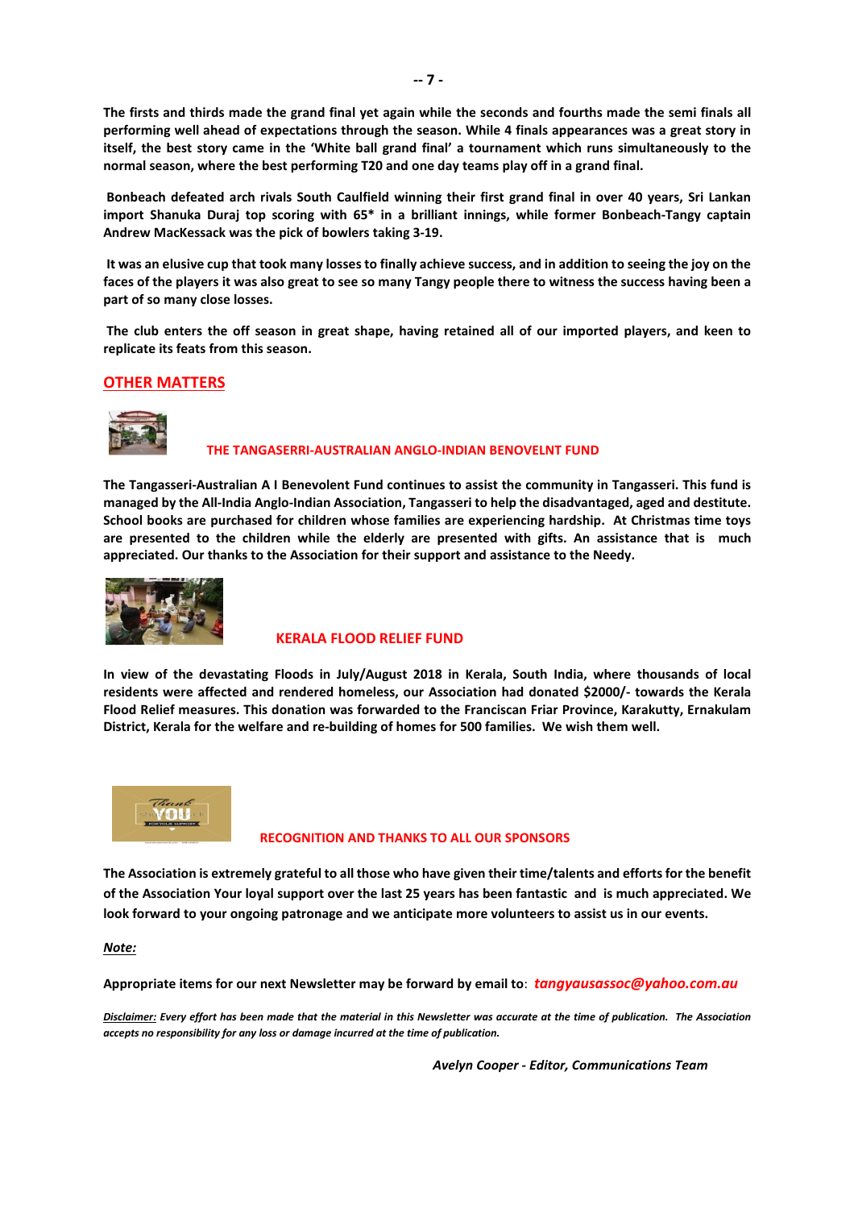**The firsts and thirds made the grand final yet again while the seconds and fourths made the semi finals all performing well ahead of expectations through the season. While 4 finals appearances was a great story in itself, the best story came in the 'White ball grand final' a tournament which runs simultaneously to the normal season, where the best performing T20 and one day teams play off in a grand final.**

**Bonbeach defeated arch rivals South Caulfield winning their first grand final in over 40 years, Sri Lankan import Shanuka Duraj top scoring with 65* in a brilliant innings, while former Bonbeach-Tangy captain Andrew MacKessack was the pick of bowlers taking 3-19.**

**It was an elusive cup that took many losses to finally achieve success, and in addition to seeing the joy on the faces of the players it was also great to see so many Tangy people there to witness the success having been a part of so many close losses.**

**The club enters the off season in great shape, having retained all of our imported players, and keen to replicate its feats from this season.**

## OTHER MATTERS

### THE TANGASERRI-AUSTRALIAN ANGLO-INDIAN BENOVELNT FUND

**The Tangasseri-Australian A I Benevolent Fund continues to assist the community in Tangasseri. This fund is managed by the All-India Anglo-Indian Association, Tangasseri to help the disadvantaged, aged and destitute. School books are purchased for children whose families are experiencing hardship. At Christmas time toys are presented to the children while the elderly are presented with gifts. An assistance that is much appreciated. Our thanks to the Association for their support and assistance to the Needy.**

### KERALA FLOOD RELIEF FUND

**In view of the devastating Floods in July/August 2018 in Kerala, South India, where thousands of local residents were affected and rendered homeless, our Association had donated $2000/- towards the Kerala Flood Relief measures. This donation was forwarded to the Franciscan Friar Province, Karakutty, Ernakulam District, Kerala for the welfare and re-building of homes for 500 families. We wish them well.**

### RECOGNITION AND THANKS TO ALL OUR SPONSORS

**The Association is extremely grateful to all those who have given their time/talents and efforts for the benefit of the Association Your loyal support over the last 25 years has been fantastic and is much appreciated. We look forward to your ongoing patronage and we anticipate more volunteers to assist us in our events.**

***Note:***

**Appropriate items for our next Newsletter may be forward by email to**: ***tangyausassoc@yahoo.com.au***

***Disclaimer:* *Every effort has been made that the material in this Newsletter was accurate at the time of publication. The Association accepts no responsibility for any loss or damage incurred at the time of publication.***

***Avelyn Cooper - Editor, Communications Team***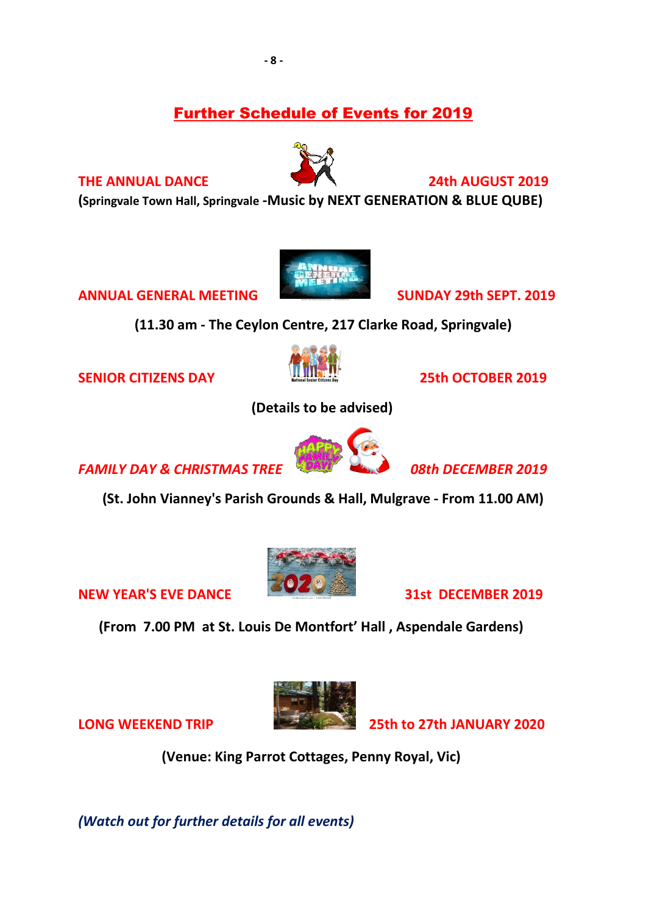# Further Schedule of Events for 2019

**THE ANNUAL DANCE** — **24th AUGUST 2019**

**(Springvale Town Hall, Springvale -Music by NEXT GENERATION & BLUE QUBE)**

**ANNUAL GENERAL MEETING** — **SUNDAY 29th SEPT. 2019**

**(11.30 am - The Ceylon Centre, 217 Clarke Road, Springvale)**

**SENIOR CITIZENS DAY** — **25th OCTOBER 2019**

**(Details to be advised)**

***FAMILY DAY & CHRISTMAS TREE*** — ***08th DECEMBER 2019***

**(St. John Vianney's Parish Grounds & Hall, Mulgrave - From 11.00 AM)**

**NEW YEAR'S EVE DANCE** — **31st DECEMBER 2019**

**(From 7.00 PM at St. Louis De Montfort' Hall , Aspendale Gardens)**

**LONG WEEKEND TRIP** — **25th to 27th JANUARY 2020**

**(Venue: King Parrot Cottages, Penny Royal, Vic)**

***(Watch out for further details for all events)***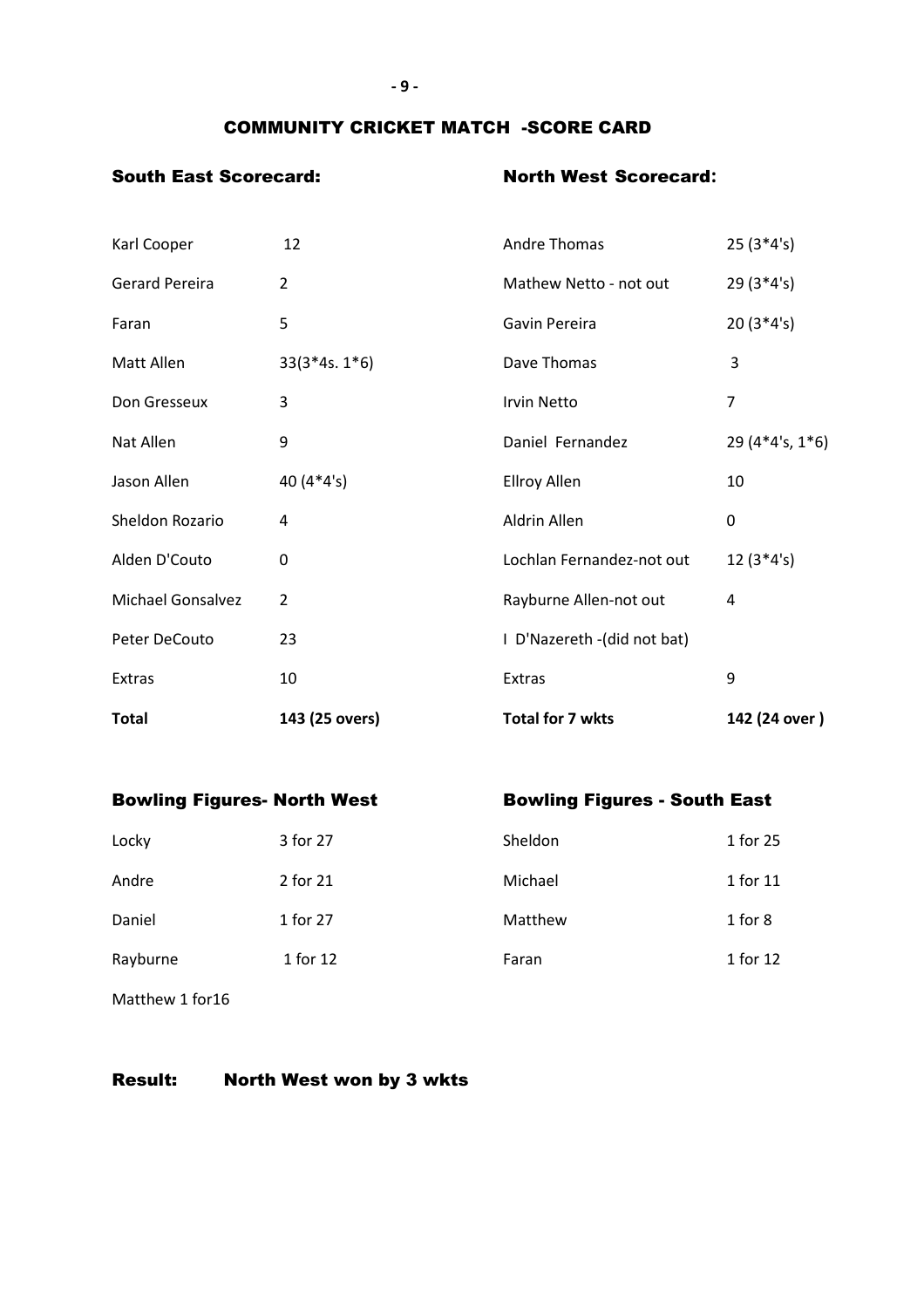## COMMUNITY CRICKET MATCH -SCORE CARD

### South East Scorecard:

| | |
|---|---|
| Karl Cooper | 12 |
| Gerard Pereira | 2 |
| Faran | 5 |
| Matt Allen | 33(3*4s. 1*6) |
| Don Gresseux | 3 |
| Nat Allen | 9 |
| Jason Allen | 40 (4*4's) |
| Sheldon Rozario | 4 |
| Alden D'Couto | 0 |
| Michael Gonsalvez | 2 |
| Peter DeCouto | 23 |
| Extras | 10 |
| **Total** | **143 (25 overs)** |

### North West Scorecard:

| | |
|---|---|
| Andre Thomas | 25 (3*4's) |
| Mathew Netto - not out | 29 (3*4's) |
| Gavin Pereira | 20 (3*4's) |
| Dave Thomas | 3 |
| Irvin Netto | 7 |
| Daniel Fernandez | 29 (4*4's, 1*6) |
| Ellroy Allen | 10 |
| Aldrin Allen | 0 |
| Lochlan Fernandez-not out | 12 (3*4's) |
| Rayburne Allen-not out | 4 |
| I D'Nazereth -(did not bat) | |
| Extras | 9 |
| **Total for 7 wkts** | **142 (24 over )** |

### Bowling Figures- North West

| | |
|---|---|
| Locky | 3 for 27 |
| Andre | 2 for 21 |
| Daniel | 1 for 27 |
| Rayburne | 1 for 12 |

Matthew 1 for16

### Bowling Figures - South East

| | |
|---|---|
| Sheldon | 1 for 25 |
| Michael | 1 for 11 |
| Matthew | 1 for 8 |
| Faran | 1 for 12 |

**Result: North West won by 3 wkts**